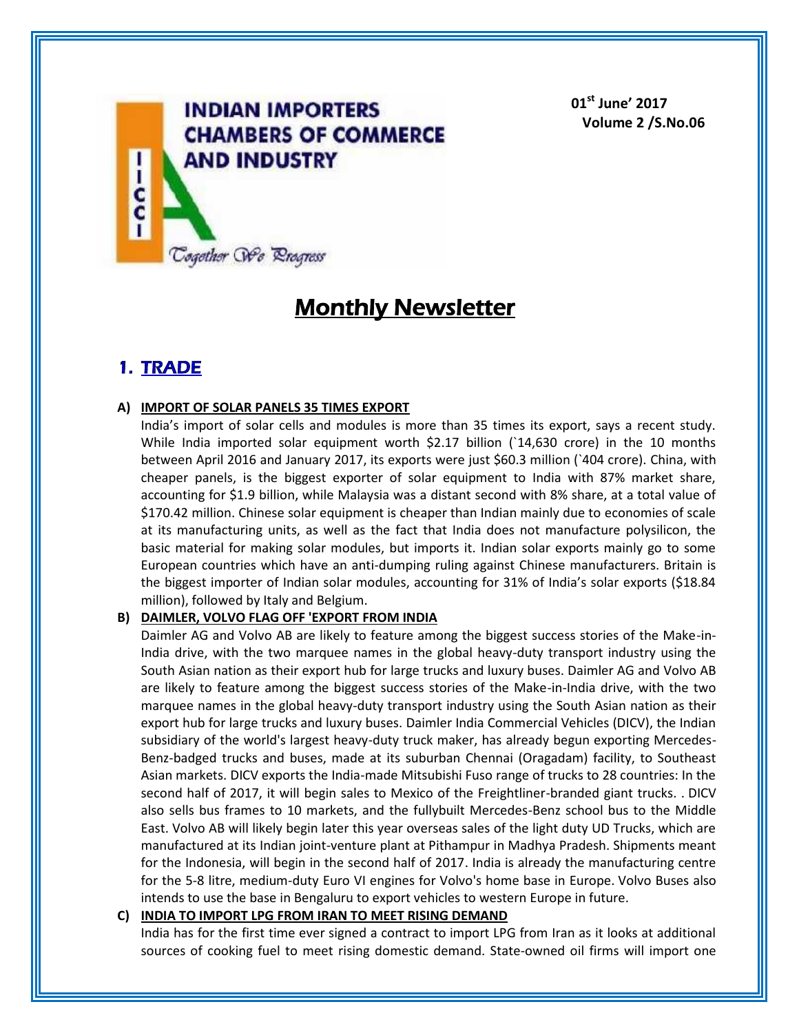**INDIAN IMPORTERS CHAMBERS OF COMMERCE AND INDUSTRY**

IICCI

*Together We Progress*

**01st June' 2017**
**Volume 2 /S.No.06**

# Monthly Newsletter

## 1. TRADE

### A) IMPORT OF SOLAR PANELS 35 TIMES EXPORT

India's import of solar cells and modules is more than 35 times its export, says a recent study. While India imported solar equipment worth $2.17 billion (`14,630 crore) in the 10 months between April 2016 and January 2017, its exports were just $60.3 million (`404 crore). China, with cheaper panels, is the biggest exporter of solar equipment to India with 87% market share, accounting for $1.9 billion, while Malaysia was a distant second with 8% share, at a total value of $170.42 million. Chinese solar equipment is cheaper than Indian mainly due to economies of scale at its manufacturing units, as well as the fact that India does not manufacture polysilicon, the basic material for making solar modules, but imports it. Indian solar exports mainly go to some European countries which have an anti-dumping ruling against Chinese manufacturers. Britain is the biggest importer of Indian solar modules, accounting for 31% of India's solar exports ($18.84 million), followed by Italy and Belgium.

### B) DAIMLER, VOLVO FLAG OFF 'EXPORT FROM INDIA

Daimler AG and Volvo AB are likely to feature among the biggest success stories of the Make-in-India drive, with the two marquee names in the global heavy-duty transport industry using the South Asian nation as their export hub for large trucks and luxury buses. Daimler AG and Volvo AB are likely to feature among the biggest success stories of the Make-in-India drive, with the two marquee names in the global heavy-duty transport industry using the South Asian nation as their export hub for large trucks and luxury buses. Daimler India Commercial Vehicles (DICV), the Indian subsidiary of the world's largest heavy-duty truck maker, has already begun exporting Mercedes-Benz-badged trucks and buses, made at its suburban Chennai (Oragadam) facility, to Southeast Asian markets. DICV exports the India-made Mitsubishi Fuso range of trucks to 28 countries: In the second half of 2017, it will begin sales to Mexico of the Freightliner-branded giant trucks. . DICV also sells bus frames to 10 markets, and the fullybuilt Mercedes-Benz school bus to the Middle East. Volvo AB will likely begin later this year overseas sales of the light duty UD Trucks, which are manufactured at its Indian joint-venture plant at Pithampur in Madhya Pradesh. Shipments meant for the Indonesia, will begin in the second half of 2017. India is already the manufacturing centre for the 5-8 litre, medium-duty Euro VI engines for Volvo's home base in Europe. Volvo Buses also intends to use the base in Bengaluru to export vehicles to western Europe in future.

### C) INDIA TO IMPORT LPG FROM IRAN TO MEET RISING DEMAND

India has for the first time ever signed a contract to import LPG from Iran as it looks at additional sources of cooking fuel to meet rising domestic demand. State-owned oil firms will import one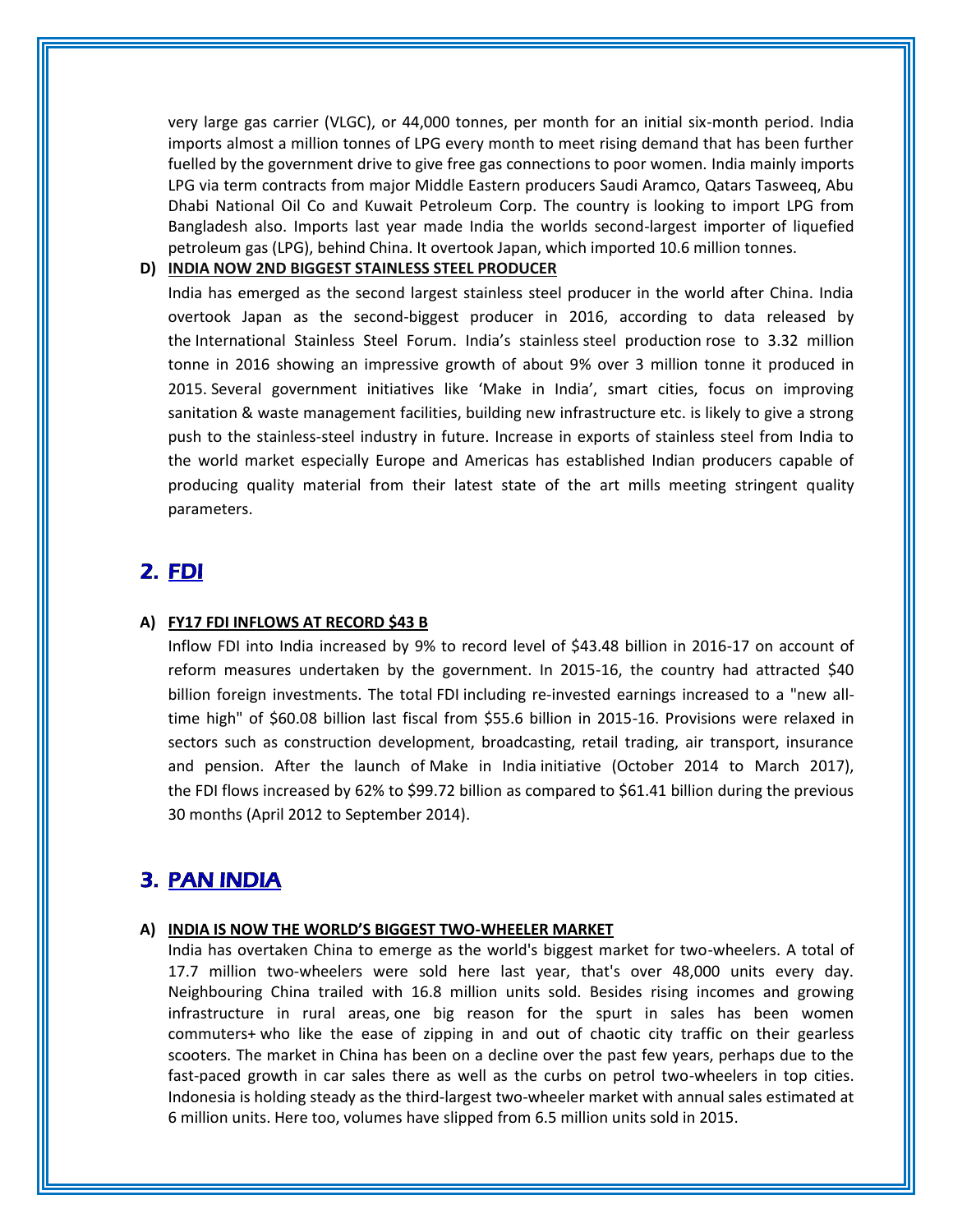very large gas carrier (VLGC), or 44,000 tonnes, per month for an initial six-month period. India imports almost a million tonnes of LPG every month to meet rising demand that has been further fuelled by the government drive to give free gas connections to poor women. India mainly imports LPG via term contracts from major Middle Eastern producers Saudi Aramco, Qatars Tasweeq, Abu Dhabi National Oil Co and Kuwait Petroleum Corp. The country is looking to import LPG from Bangladesh also. Imports last year made India the worlds second-largest importer of liquefied petroleum gas (LPG), behind China. It overtook Japan, which imported 10.6 million tonnes.

**D) INDIA NOW 2ND BIGGEST STAINLESS STEEL PRODUCER**

India has emerged as the second largest stainless steel producer in the world after China. India overtook Japan as the second-biggest producer in 2016, according to data released by the International Stainless Steel Forum. India's stainless steel production rose to 3.32 million tonne in 2016 showing an impressive growth of about 9% over 3 million tonne it produced in 2015. Several government initiatives like 'Make in India', smart cities, focus on improving sanitation & waste management facilities, building new infrastructure etc. is likely to give a strong push to the stainless-steel industry in future. Increase in exports of stainless steel from India to the world market especially Europe and Americas has established Indian producers capable of producing quality material from their latest state of the art mills meeting stringent quality parameters.

## 2. FDI

**A) FY17 FDI INFLOWS AT RECORD $43 B**

Inflow FDI into India increased by 9% to record level of $43.48 billion in 2016-17 on account of reform measures undertaken by the government. In 2015-16, the country had attracted $40 billion foreign investments. The total FDI including re-invested earnings increased to a "new all-time high" of $60.08 billion last fiscal from $55.6 billion in 2015-16. Provisions were relaxed in sectors such as construction development, broadcasting, retail trading, air transport, insurance and pension. After the launch of Make in India initiative (October 2014 to March 2017), the FDI flows increased by 62% to $99.72 billion as compared to $61.41 billion during the previous 30 months (April 2012 to September 2014).

## 3. PAN INDIA

**A) INDIA IS NOW THE WORLD'S BIGGEST TWO-WHEELER MARKET**

India has overtaken China to emerge as the world's biggest market for two-wheelers. A total of 17.7 million two-wheelers were sold here last year, that's over 48,000 units every day. Neighbouring China trailed with 16.8 million units sold. Besides rising incomes and growing infrastructure in rural areas, one big reason for the spurt in sales has been women commuters+ who like the ease of zipping in and out of chaotic city traffic on their gearless scooters. The market in China has been on a decline over the past few years, perhaps due to the fast-paced growth in car sales there as well as the curbs on petrol two-wheelers in top cities. Indonesia is holding steady as the third-largest two-wheeler market with annual sales estimated at 6 million units. Here too, volumes have slipped from 6.5 million units sold in 2015.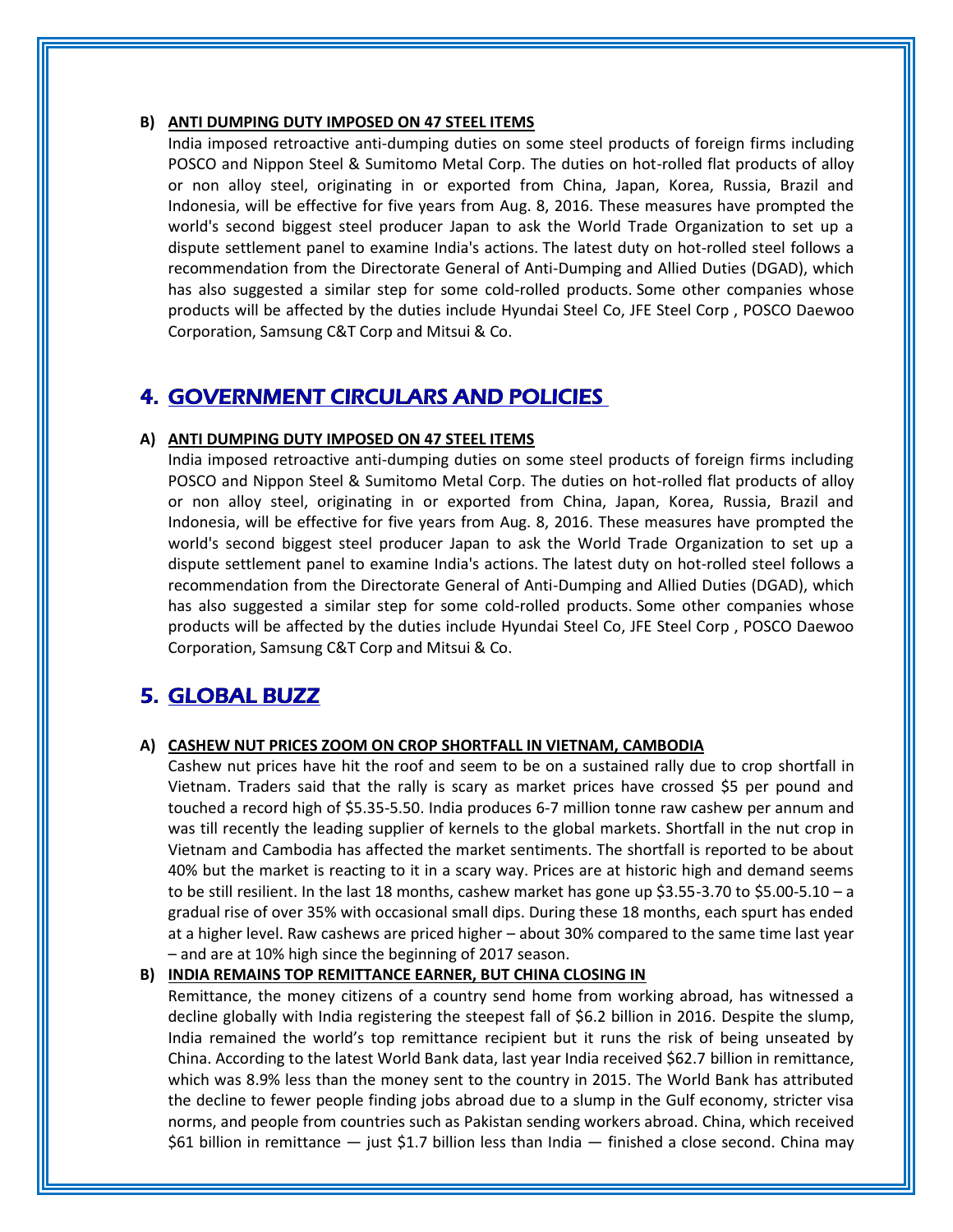**B) ANTI DUMPING DUTY IMPOSED ON 47 STEEL ITEMS**

India imposed retroactive anti-dumping duties on some steel products of foreign firms including POSCO and Nippon Steel & Sumitomo Metal Corp. The duties on hot-rolled flat products of alloy or non alloy steel, originating in or exported from China, Japan, Korea, Russia, Brazil and Indonesia, will be effective for five years from Aug. 8, 2016. These measures have prompted the world's second biggest steel producer Japan to ask the World Trade Organization to set up a dispute settlement panel to examine India's actions. The latest duty on hot-rolled steel follows a recommendation from the Directorate General of Anti-Dumping and Allied Duties (DGAD), which has also suggested a similar step for some cold-rolled products. Some other companies whose products will be affected by the duties include Hyundai Steel Co, JFE Steel Corp , POSCO Daewoo Corporation, Samsung C&T Corp and Mitsui & Co.

## 4. GOVERNMENT CIRCULARS AND POLICIES

**A) ANTI DUMPING DUTY IMPOSED ON 47 STEEL ITEMS**

India imposed retroactive anti-dumping duties on some steel products of foreign firms including POSCO and Nippon Steel & Sumitomo Metal Corp. The duties on hot-rolled flat products of alloy or non alloy steel, originating in or exported from China, Japan, Korea, Russia, Brazil and Indonesia, will be effective for five years from Aug. 8, 2016. These measures have prompted the world's second biggest steel producer Japan to ask the World Trade Organization to set up a dispute settlement panel to examine India's actions. The latest duty on hot-rolled steel follows a recommendation from the Directorate General of Anti-Dumping and Allied Duties (DGAD), which has also suggested a similar step for some cold-rolled products. Some other companies whose products will be affected by the duties include Hyundai Steel Co, JFE Steel Corp , POSCO Daewoo Corporation, Samsung C&T Corp and Mitsui & Co.

## 5. GLOBAL BUZZ

**A) CASHEW NUT PRICES ZOOM ON CROP SHORTFALL IN VIETNAM, CAMBODIA**

Cashew nut prices have hit the roof and seem to be on a sustained rally due to crop shortfall in Vietnam. Traders said that the rally is scary as market prices have crossed $5 per pound and touched a record high of $5.35-5.50. India produces 6-7 million tonne raw cashew per annum and was till recently the leading supplier of kernels to the global markets. Shortfall in the nut crop in Vietnam and Cambodia has affected the market sentiments. The shortfall is reported to be about 40% but the market is reacting to it in a scary way. Prices are at historic high and demand seems to be still resilient. In the last 18 months, cashew market has gone up $3.55-3.70 to $5.00-5.10 – a gradual rise of over 35% with occasional small dips. During these 18 months, each spurt has ended at a higher level. Raw cashews are priced higher – about 30% compared to the same time last year – and are at 10% high since the beginning of 2017 season.

**B) INDIA REMAINS TOP REMITTANCE EARNER, BUT CHINA CLOSING IN**

Remittance, the money citizens of a country send home from working abroad, has witnessed a decline globally with India registering the steepest fall of $6.2 billion in 2016. Despite the slump, India remained the world's top remittance recipient but it runs the risk of being unseated by China. According to the latest World Bank data, last year India received $62.7 billion in remittance, which was 8.9% less than the money sent to the country in 2015. The World Bank has attributed the decline to fewer people finding jobs abroad due to a slump in the Gulf economy, stricter visa norms, and people from countries such as Pakistan sending workers abroad. China, which received $61 billion in remittance — just $1.7 billion less than India — finished a close second. China may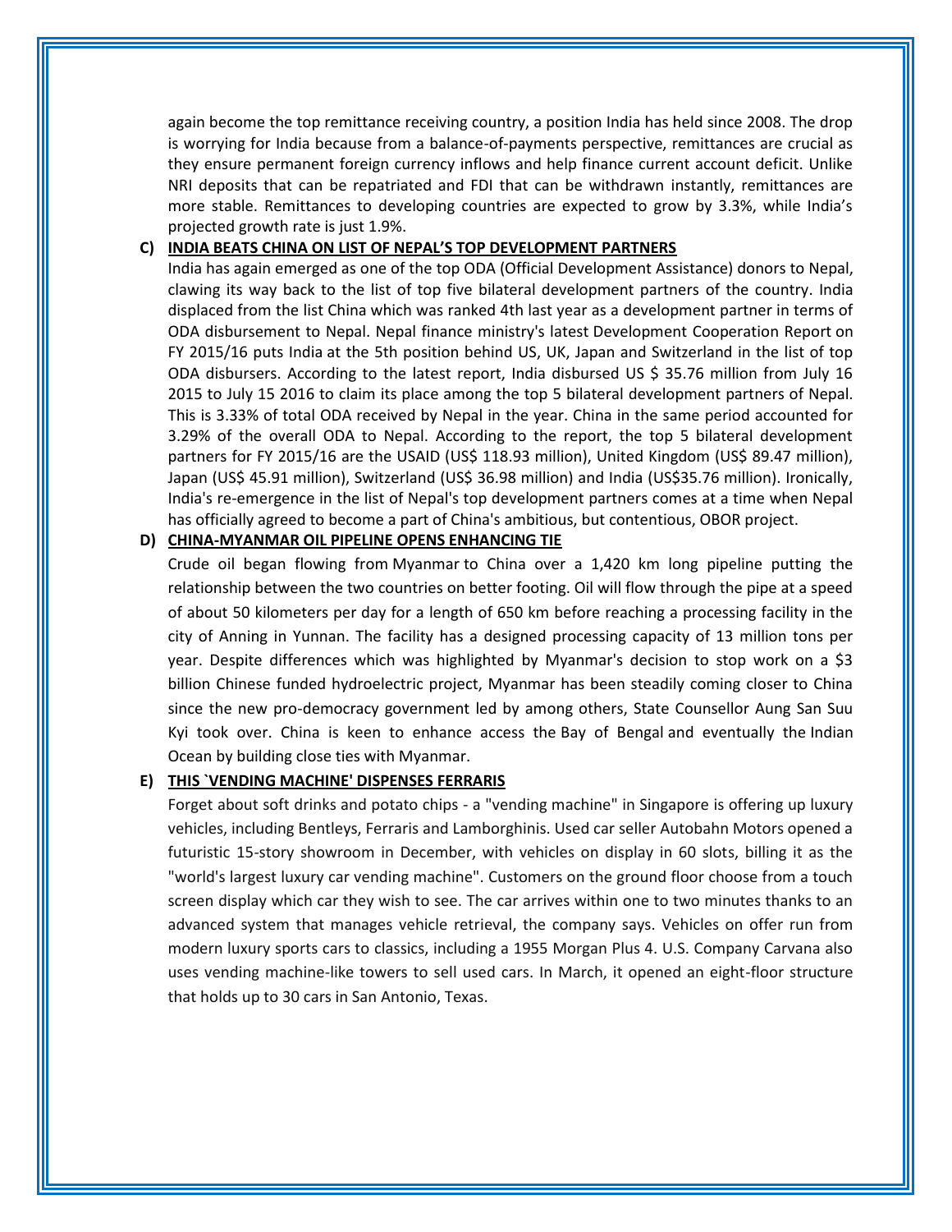again become the top remittance receiving country, a position India has held since 2008. The drop is worrying for India because from a balance-of-payments perspective, remittances are crucial as they ensure permanent foreign currency inflows and help finance current account deficit. Unlike NRI deposits that can be repatriated and FDI that can be withdrawn instantly, remittances are more stable. Remittances to developing countries are expected to grow by 3.3%, while India's projected growth rate is just 1.9%.

**C) INDIA BEATS CHINA ON LIST OF NEPAL'S TOP DEVELOPMENT PARTNERS**

India has again emerged as one of the top ODA (Official Development Assistance) donors to Nepal, clawing its way back to the list of top five bilateral development partners of the country. India displaced from the list China which was ranked 4th last year as a development partner in terms of ODA disbursement to Nepal. Nepal finance ministry's latest Development Cooperation Report on FY 2015/16 puts India at the 5th position behind US, UK, Japan and Switzerland in the list of top ODA disbursers. According to the latest report, India disbursed US $ 35.76 million from July 16 2015 to July 15 2016 to claim its place among the top 5 bilateral development partners of Nepal. This is 3.33% of total ODA received by Nepal in the year. China in the same period accounted for 3.29% of the overall ODA to Nepal. According to the report, the top 5 bilateral development partners for FY 2015/16 are the USAID (US$ 118.93 million), United Kingdom (US$ 89.47 million), Japan (US$ 45.91 million), Switzerland (US$ 36.98 million) and India (US$35.76 million). Ironically, India's re-emergence in the list of Nepal's top development partners comes at a time when Nepal has officially agreed to become a part of China's ambitious, but contentious, OBOR project.

**D) CHINA-MYANMAR OIL PIPELINE OPENS ENHANCING TIE**

Crude oil began flowing from Myanmar to China over a 1,420 km long pipeline putting the relationship between the two countries on better footing. Oil will flow through the pipe at a speed of about 50 kilometers per day for a length of 650 km before reaching a processing facility in the city of Anning in Yunnan. The facility has a designed processing capacity of 13 million tons per year. Despite differences which was highlighted by Myanmar's decision to stop work on a $3 billion Chinese funded hydroelectric project, Myanmar has been steadily coming closer to China since the new pro-democracy government led by among others, State Counsellor Aung San Suu Kyi took over. China is keen to enhance access the Bay of Bengal and eventually the Indian Ocean by building close ties with Myanmar.

**E) THIS `VENDING MACHINE' DISPENSES FERRARIS**

Forget about soft drinks and potato chips - a "vending machine" in Singapore is offering up luxury vehicles, including Bentleys, Ferraris and Lamborghinis. Used car seller Autobahn Motors opened a futuristic 15-story showroom in December, with vehicles on display in 60 slots, billing it as the "world's largest luxury car vending machine". Customers on the ground floor choose from a touch screen display which car they wish to see. The car arrives within one to two minutes thanks to an advanced system that manages vehicle retrieval, the company says. Vehicles on offer run from modern luxury sports cars to classics, including a 1955 Morgan Plus 4. U.S. Company Carvana also uses vending machine-like towers to sell used cars. In March, it opened an eight-floor structure that holds up to 30 cars in San Antonio, Texas.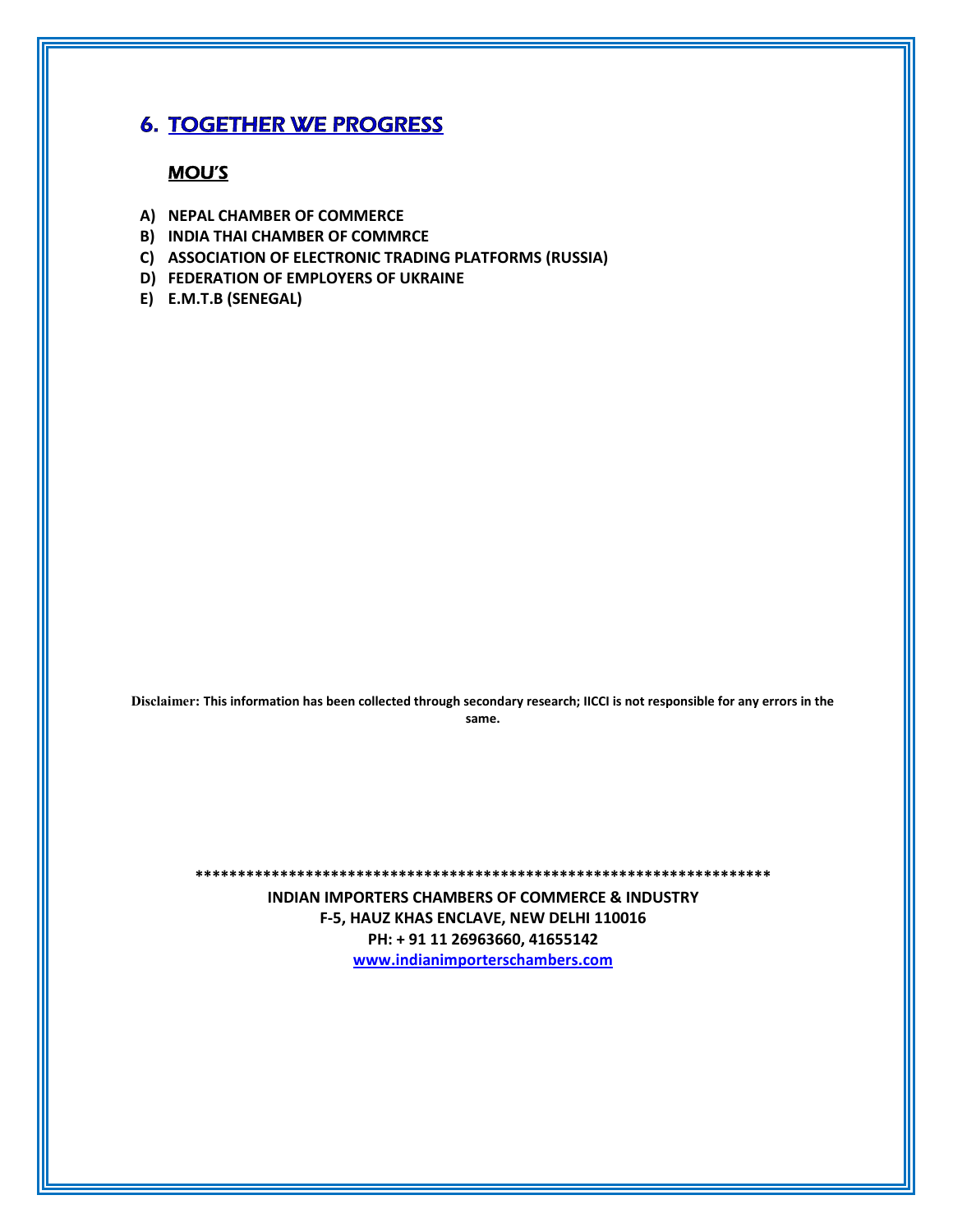## 6. TOGETHER WE PROGRESS

### MOU'S

A) **NEPAL CHAMBER OF COMMERCE**
B) **INDIA THAI CHAMBER OF COMMRCE**
C) **ASSOCIATION OF ELECTRONIC TRADING PLATFORMS (RUSSIA)**
D) **FEDERATION OF EMPLOYERS OF UKRAINE**
E) **E.M.T.B (SENEGAL)**

**Disclaimer: This information has been collected through secondary research; IICCI is not responsible for any errors in the same.**

*******************************************************************

**INDIAN IMPORTERS CHAMBERS OF COMMERCE & INDUSTRY**
**F-5, HAUZ KHAS ENCLAVE, NEW DELHI 110016**
**PH: + 91 11 26963660, 41655142**
**www.indianimporterschambers.com**